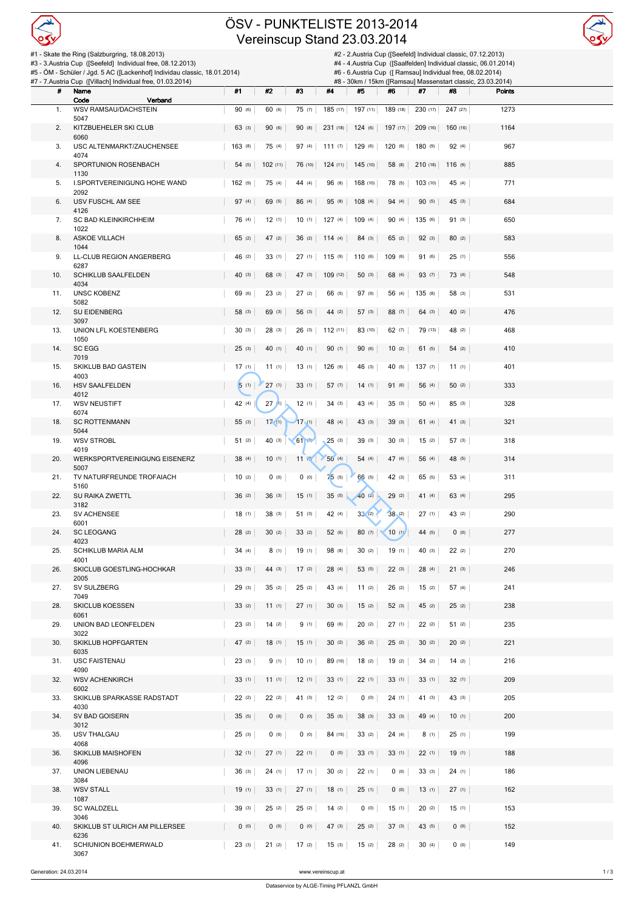# ÖSV - PUNKTELISTE 2013-2014

## Vereinscup Stand 23.03.2014

#1 - Skate the Ring (Salzburgring, 18.08.2013)
#2 - 2.Austria Cup ([Seefeld] Individual classic, 07.12.2013)
#3 - 3.Austria Cup ([Seefeld] Individual free, 08.12.2013)
#4 - 4.Austria Cup ([Saalfelden] Individual classic, 06.01.2014)
#5 - ÖM - Schüler / Jgd. 5 AC ([Lackenhof] Individual classic, 18.01.2014)
#6 - 6.Austria Cup ([ Ramsau] Individual free, 08.02.2014)
#7 - 7.Austria Cup ([Villach] Individual free, 01.03.2014)
#8 - 30km / 15km ([Ramsau] Massenstart classic, 23.03.2014)

| # | Name / Code | Verband | #1 | #2 | #3 | #4 | #5 | #6 | #7 | #8 | Points |
|---|---|---|---|---|---|---|---|---|---|---|---|
| 1. | WSV RAMSAU/DACHSTEIN 5047 | | 90 (6) | 60 (6) | 75 (7) | 185 (17) | 197 (11) | 189 (18) | 230 (17) | 247 (27) | 1273 |
| 2. | KITZBUEHELER SKI CLUB 6060 | | 63 (3) | 90 (6) | 90 (8) | 231 (18) | 124 (6) | 197 (17) | 209 (16) | 160 (16) | 1164 |
| 3. | USC ALTENMARKT/ZAUCHENSEE 4074 | | 163 (8) | 75 (4) | 97 (4) | 111 (7) | 129 (6) | 120 (6) | 180 (9) | 92 (4) | 967 |
| 4. | SPORTUNION ROSENBACH 1130 | | 54 (5) | 102 (11) | 76 (10) | 124 (11) | 145 (10) | 58 (8) | 210 (18) | 116 (9) | 885 |
| 5. | I.SPORTVEREINIGUNG HOHE WAND 2092 | | 162 (9) | 75 (4) | 44 (4) | 96 (8) | 168 (10) | 78 (5) | 103 (10) | 45 (4) | 771 |
| 6. | USV FUSCHL AM SEE 4126 | | 97 (4) | 69 (5) | 86 (4) | 95 (8) | 108 (4) | 94 (4) | 90 (5) | 45 (3) | 684 |
| 7. | SC BAD KLEINKIRCHHEIM 1022 | | 76 (4) | 12 (1) | 10 (1) | 127 (4) | 109 (4) | 90 (4) | 135 (6) | 91 (3) | 650 |
| 8. | ASKOE VILLACH 1044 | | 65 (2) | 47 (2) | 36 (2) | 114 (4) | 84 (3) | 65 (2) | 92 (3) | 80 (2) | 583 |
| 9. | LL-CLUB REGION ANGERBERG 6287 | | 46 (2) | 33 (1) | 27 (1) | 115 (9) | 110 (6) | 109 (6) | 91 (6) | 25 (1) | 556 |
| 10. | SCHIKLUB SAALFELDEN 4034 | | 40 (3) | 68 (3) | 47 (3) | 109 (12) | 50 (3) | 68 (4) | 93 (7) | 73 (4) | 548 |
| 11. | UNSC KOBENZ 5082 | | 69 (6) | 23 (2) | 27 (2) | 66 (5) | 97 (9) | 56 (4) | 135 (8) | 58 (3) | 531 |
| 12. | SU EIDENBERG 3097 | | 58 (3) | 69 (3) | 56 (3) | 44 (2) | 57 (3) | 88 (7) | 64 (3) | 40 (2) | 476 |
| 13. | UNION LFL KOESTENBERG 1050 | | 30 (3) | 28 (3) | 26 (3) | 112 (11) | 83 (10) | 62 (7) | 79 (13) | 48 (2) | 468 |
| 14. | SC EGG 7019 | | 25 (3) | 40 (1) | 40 (1) | 90 (7) | 90 (6) | 10 (2) | 61 (5) | 54 (2) | 410 |
| 15. | SKIKLUB BAD GASTEIN 4003 | | 17 (1) | 11 (1) | 13 (1) | 126 (9) | 46 (3) | 40 (5) | 137 (7) | 11 (1) | 401 |
| 16. | HSV SAALFELDEN 4012 | | 5 (1) | 27 (1) | 33 (1) | 57 (7) | 14 (1) | 91 (6) | 56 (4) | 50 (2) | 333 |
| 17. | WSV NEUSTIFT 6074 | | 42 (4) | 27 (1) | 12 (1) | 34 (3) | 43 (4) | 35 (3) | 50 (4) | 85 (3) | 328 |
| 18. | SC ROTTENMANN 5044 | | 55 (3) | 17 (1) | 17 (1) | 48 (4) | 43 (3) | 39 (3) | 61 (4) | 41 (3) | 321 |
| 19. | WSV STROBL 4019 | | 51 (2) | 40 (3) | 61 (3) | 25 (3) | 39 (3) | 30 (3) | 15 (2) | 57 (3) | 318 |
| 20. | WERKSPORTVEREINIGUNG EISENERZ 5007 | | 38 (4) | 10 (1) | 11 (2) | 50 (4) | 54 (4) | 47 (4) | 56 (4) | 48 (5) | 314 |
| 21. | TV NATURFREUNDE TROFAIACH 5160 | | 10 (2) | 0 (0) | 0 (0) | 75 (5) | 66 (5) | 42 (3) | 65 (5) | 53 (4) | 311 |
| 22. | SU RAIKA ZWETTL 3182 | | 36 (2) | 36 (3) | 15 (1) | 35 (5) | 40 (4) | 29 (2) | 41 (4) | 63 (4) | 295 |
| 23. | SV ACHENSEE 6001 | | 18 (1) | 38 (3) | 51 (3) | 42 (4) | 33 (2) | 38 (2) | 27 (1) | 43 (2) | 290 |
| 24. | SC LEOGANG 4023 | | 28 (2) | 30 (2) | 33 (2) | 52 (6) | 80 (7) | 10 (1) | 44 (5) | 0 (0) | 277 |
| 25. | SCHIKLUB MARIA ALM 4001 | | 34 (4) | 8 (1) | 19 (1) | 98 (8) | 30 (2) | 19 (1) | 40 (3) | 22 (2) | 270 |
| 26. | SKICLUB GOESTLING-HOCHKAR 2005 | | 33 (3) | 44 (3) | 17 (2) | 28 (4) | 53 (5) | 22 (3) | 28 (4) | 21 (3) | 246 |
| 27. | SV SULZBERG 7049 | | 29 (3) | 35 (2) | 25 (2) | 43 (4) | 11 (2) | 26 (2) | 15 (2) | 57 (4) | 241 |
| 28. | SKICLUB KOESSEN 6061 | | 33 (2) | 11 (1) | 27 (1) | 30 (3) | 15 (2) | 52 (3) | 45 (2) | 25 (2) | 238 |
| 29. | UNION BAD LEONFELDEN 3022 | | 23 (2) | 14 (2) | 9 (1) | 69 (6) | 20 (2) | 27 (1) | 22 (2) | 51 (2) | 235 |
| 30. | SKIKLUB HOPFGARTEN 6035 | | 47 (2) | 18 (1) | 15 (1) | 30 (2) | 36 (2) | 25 (2) | 30 (2) | 20 (2) | 221 |
| 31. | USC FAISTENAU 4090 | | 23 (3) | 9 (1) | 10 (1) | 89 (10) | 18 (2) | 19 (2) | 34 (2) | 14 (2) | 216 |
| 32. | WSV ACHENKIRCH 6002 | | 33 (1) | 11 (1) | 12 (1) | 33 (1) | 22 (1) | 33 (1) | 33 (1) | 32 (1) | 209 |
| 33. | SKIKLUB SPARKASSE RADSTADT 4030 | | 22 (2) | 22 (2) | 41 (3) | 12 (2) | 0 (0) | 24 (1) | 41 (3) | 43 (3) | 205 |
| 34. | SV BAD GOISERN 3012 | | 35 (5) | 0 (0) | 0 (0) | 35 (5) | 38 (3) | 33 (3) | 49 (4) | 10 (1) | 200 |
| 35. | USV THALGAU 4068 | | 25 (3) | 0 (0) | 0 (0) | 84 (15) | 33 (2) | 24 (4) | 8 (1) | 25 (1) | 199 |
| 36. | SKIKLUB MAISHOFEN 4096 | | 32 (1) | 27 (1) | 22 (1) | 0 (0) | 33 (1) | 33 (1) | 22 (1) | 19 (1) | 188 |
| 37. | UNION LIEBENAU 3084 | | 36 (3) | 24 (1) | 17 (1) | 30 (2) | 22 (1) | 0 (0) | 33 (3) | 24 (1) | 186 |
| 38. | WSV STALL 1087 | | 19 (1) | 33 (1) | 27 (1) | 18 (1) | 25 (1) | 0 (0) | 13 (1) | 27 (1) | 162 |
| 39. | SC WALDZELL 3046 | | 39 (3) | 25 (2) | 25 (2) | 14 (2) | 0 (0) | 15 (1) | 20 (2) | 15 (1) | 153 |
| 40. | SKIKLUB ST ULRICH AM PILLERSEE 6236 | | 0 (0) | 0 (0) | 0 (0) | 47 (3) | 25 (2) | 37 (3) | 43 (5) | 0 (0) | 152 |
| 41. | SCHIUNION BOEHMERWALD 3067 | | 23 (3) | 21 (2) | 17 (2) | 15 (3) | 15 (2) | 28 (2) | 30 (4) | 0 (0) | 149 |

CORRECTED

Generation: 24.03.2014

www.vereinscup.at

Dataservice by ALGE-Timing PFLANZL GmbH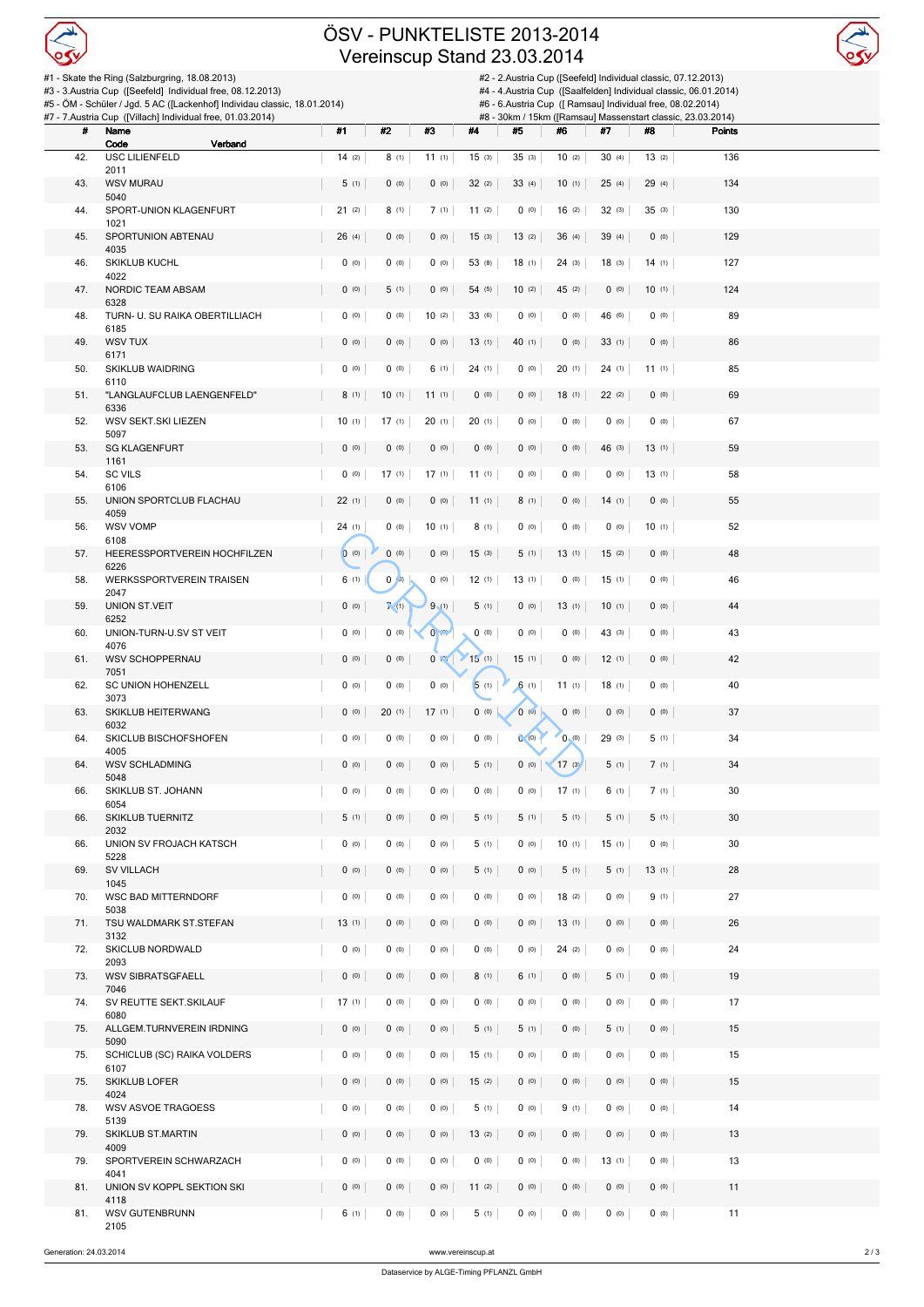# ÖSV - PUNKTELISTE 2013-2014
## Vereinscup Stand 23.03.2014

#1 - Skate the Ring (Salzburgring, 18.08.2013)
#2 - 2.Austria Cup ([Seefeld] Individual classic, 07.12.2013)
#3 - 3.Austria Cup ([Seefeld] Individual free, 08.12.2013)
#4 - 4.Austria Cup ([Saalfelden] Individual classic, 06.01.2014)
#5 - ÖM - Schüler / Jgd. 5 AC ([Lackenhof] Individau classic, 18.01.2014)
#6 - 6.Austria Cup ([ Ramsau] Individual free, 08.02.2014)
#7 - 7.Austria Cup ([Villach] Individual free, 01.03.2014)
#8 - 30km / 15km ([Ramsau] Massenstart classic, 23.03.2014)

| # | Name / Code | Verband | #1 | #2 | #3 | #4 | #5 | #6 | #7 | #8 | Points |
|---|---|---|---|---|---|---|---|---|---|---|---|
| 42. | USC LILIENFELD 2011 | | 14 (2) | 8 (1) | 11 (1) | 15 (3) | 35 (3) | 10 (2) | 30 (4) | 13 (2) | 136 |
| 43. | WSV MURAU 5040 | | 5 (1) | 0 (0) | 0 (0) | 32 (2) | 33 (4) | 10 (1) | 25 (4) | 29 (4) | 134 |
| 44. | SPORT-UNION KLAGENFURT 1021 | | 21 (2) | 8 (1) | 7 (1) | 11 (2) | 0 (0) | 16 (2) | 32 (3) | 35 (3) | 130 |
| 45. | SPORTUNION ABTENAU 4035 | | 26 (4) | 0 (0) | 0 (0) | 15 (3) | 13 (2) | 36 (4) | 39 (4) | 0 (0) | 129 |
| 46. | SKIKLUB KUCHL 4022 | | 0 (0) | 0 (0) | 0 (0) | 53 (8) | 18 (1) | 24 (3) | 18 (3) | 14 (1) | 127 |
| 47. | NORDIC TEAM ABSAM 6328 | | 0 (0) | 5 (1) | 0 (0) | 54 (5) | 10 (2) | 45 (2) | 0 (0) | 10 (1) | 124 |
| 48. | TURN- U. SU RAIKA OBERTILLIACH 6185 | | 0 (0) | 0 (0) | 10 (2) | 33 (6) | 0 (0) | 0 (0) | 46 (6) | 0 (0) | 89 |
| 49. | WSV TUX 6171 | | 0 (0) | 0 (0) | 0 (0) | 13 (1) | 40 (1) | 0 (0) | 33 (1) | 0 (0) | 86 |
| 50. | SKIKLUB WAIDRING 6110 | | 0 (0) | 0 (0) | 6 (1) | 24 (1) | 0 (0) | 20 (1) | 24 (1) | 11 (1) | 85 |
| 51. | "LANGLAUFCLUB LAENGENFELD" 6336 | | 8 (1) | 10 (1) | 11 (1) | 0 (0) | 0 (0) | 18 (1) | 22 (2) | 0 (0) | 69 |
| 52. | WSV SEKT.SKI LIEZEN 5097 | | 10 (1) | 17 (1) | 20 (1) | 20 (1) | 0 (0) | 0 (0) | 0 (0) | 0 (0) | 67 |
| 53. | SG KLAGENFURT 1161 | | 0 (0) | 0 (0) | 0 (0) | 0 (0) | 0 (0) | 0 (0) | 46 (3) | 13 (1) | 59 |
| 54. | SC VILS 6106 | | 0 (0) | 17 (1) | 17 (1) | 11 (1) | 0 (0) | 0 (0) | 0 (0) | 13 (1) | 58 |
| 55. | UNION SPORTCLUB FLACHAU 4059 | | 22 (1) | 0 (0) | 0 (0) | 11 (1) | 8 (1) | 0 (0) | 14 (1) | 0 (0) | 55 |
| 56. | WSV VOMP 6108 | | 24 (1) | 0 (0) | 10 (1) | 8 (1) | 0 (0) | 0 (0) | 0 (0) | 10 (1) | 52 |
| 57. | HEERESSPORTVEREIN HOCHFILZEN 6226 | | 0 (0) | 0 (0) | 0 (0) | 15 (3) | 5 (1) | 13 (1) | 15 (2) | 0 (0) | 48 |
| 58. | WERKSSPORTVEREIN TRAISEN 2047 | | 6 (1) | 0 (0) | 0 (0) | 12 (1) | 13 (1) | 0 (0) | 15 (1) | 0 (0) | 46 |
| 59. | UNION ST.VEIT 6252 | | 0 (0) | 7 (1) | 9 (1) | 5 (1) | 0 (0) | 13 (1) | 10 (1) | 0 (0) | 44 |
| 60. | UNION-TURN-U.SV ST VEIT 4076 | | 0 (0) | 0 (0) | 0 (0) | 0 (0) | 0 (0) | 0 (0) | 43 (3) | 0 (0) | 43 |
| 61. | WSV SCHOPPERNAU 7051 | | 0 (0) | 0 (0) | 0 (0) | 15 (1) | 15 (1) | 0 (0) | 12 (1) | 0 (0) | 42 |
| 62. | SC UNION HOHENZELL 3073 | | 0 (0) | 0 (0) | 0 (0) | 5 (1) | 6 (1) | 11 (1) | 18 (1) | 0 (0) | 40 |
| 63. | SKIKLUB HEITERWANG 6032 | | 0 (0) | 20 (1) | 17 (1) | 0 (0) | 0 (0) | 0 (0) | 0 (0) | 0 (0) | 37 |
| 64. | SKICLUB BISCHOFSHOFEN 4005 | | 0 (0) | 0 (0) | 0 (0) | 0 (0) | 0 (0) | 0 (0) | 29 (3) | 5 (1) | 34 |
| 64. | WSV SCHLADMING 5048 | | 0 (0) | 0 (0) | 0 (0) | 5 (1) | 0 (0) | 17 (3) | 5 (1) | 7 (1) | 34 |
| 66. | SKIKLUB ST. JOHANN 6054 | | 0 (0) | 0 (0) | 0 (0) | 0 (0) | 0 (0) | 17 (1) | 6 (1) | 7 (1) | 30 |
| 66. | SKIKLUB TUERNITZ 2032 | | 5 (1) | 0 (0) | 0 (0) | 5 (1) | 5 (1) | 5 (1) | 5 (1) | 5 (1) | 30 |
| 66. | UNION SV FROJACH KATSCH 5228 | | 0 (0) | 0 (0) | 0 (0) | 5 (1) | 0 (0) | 10 (1) | 15 (1) | 0 (0) | 30 |
| 69. | SV VILLACH 1045 | | 0 (0) | 0 (0) | 0 (0) | 5 (1) | 0 (0) | 5 (1) | 5 (1) | 13 (1) | 28 |
| 70. | WSC BAD MITTERNDORF 5038 | | 0 (0) | 0 (0) | 0 (0) | 0 (0) | 0 (0) | 18 (2) | 0 (0) | 9 (1) | 27 |
| 71. | TSU WALDMARK ST.STEFAN 3132 | | 13 (1) | 0 (0) | 0 (0) | 0 (0) | 0 (0) | 13 (1) | 0 (0) | 0 (0) | 26 |
| 72. | SKICLUB NORDWALD 2093 | | 0 (0) | 0 (0) | 0 (0) | 0 (0) | 0 (0) | 24 (2) | 0 (0) | 0 (0) | 24 |
| 73. | WSV SIBRATSGFAELL 7046 | | 0 (0) | 0 (0) | 0 (0) | 8 (1) | 6 (1) | 0 (0) | 5 (1) | 0 (0) | 19 |
| 74. | SV REUTTE SEKT.SKILAUF 6080 | | 17 (1) | 0 (0) | 0 (0) | 0 (0) | 0 (0) | 0 (0) | 0 (0) | 0 (0) | 17 |
| 75. | ALLGEM.TURNVEREIN IRDNING 5090 | | 0 (0) | 0 (0) | 0 (0) | 5 (1) | 5 (1) | 0 (0) | 5 (1) | 0 (0) | 15 |
| 75. | SCHICLUB (SC) RAIKA VOLDERS 6107 | | 0 (0) | 0 (0) | 0 (0) | 15 (1) | 0 (0) | 0 (0) | 0 (0) | 0 (0) | 15 |
| 75. | SKIKLUB LOFER 4024 | | 0 (0) | 0 (0) | 0 (0) | 15 (2) | 0 (0) | 0 (0) | 0 (0) | 0 (0) | 15 |
| 78. | WSV ASVOE TRAGOESS 5139 | | 0 (0) | 0 (0) | 0 (0) | 5 (1) | 0 (0) | 9 (1) | 0 (0) | 0 (0) | 14 |
| 79. | SKIKLUB ST.MARTIN 4009 | | 0 (0) | 0 (0) | 0 (0) | 13 (2) | 0 (0) | 0 (0) | 0 (0) | 0 (0) | 13 |
| 79. | SPORTVEREIN SCHWARZACH 4041 | | 0 (0) | 0 (0) | 0 (0) | 0 (0) | 0 (0) | 0 (0) | 13 (1) | 0 (0) | 13 |
| 81. | UNION SV KOPPL SEKTION SKI 4118 | | 0 (0) | 0 (0) | 0 (0) | 11 (2) | 0 (0) | 0 (0) | 0 (0) | 0 (0) | 11 |
| 81. | WSV GUTENBRUNN 2105 | | 6 (1) | 0 (0) | 0 (0) | 5 (1) | 0 (0) | 0 (0) | 0 (0) | 0 (0) | 11 |

CORRECTED

Generation: 24.03.2014

www.vereinscup.at

Dataservice by ALGE-Timing PFLANZL GmbH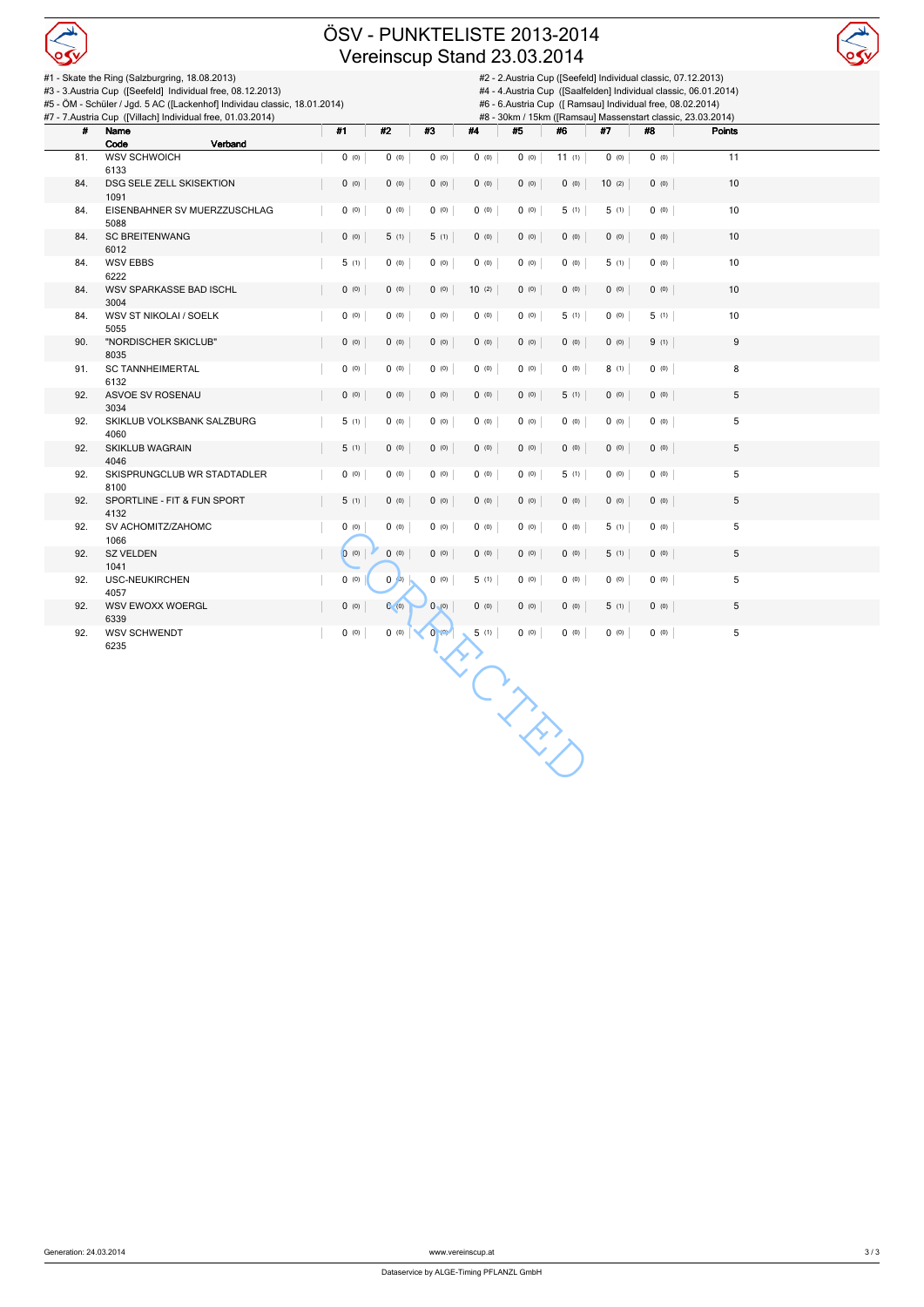# ÖSV - PUNKTELISTE 2013-2014
## Vereinscup Stand 23.03.2014

#1 - Skate the Ring (Salzburgring, 18.08.2013)
#2 - 2.Austria Cup ([Seefeld] Individual classic, 07.12.2013)
#3 - 3.Austria Cup ([Seefeld] Individual free, 08.12.2013)
#4 - 4.Austria Cup ([Saalfelden] Individual classic, 06.01.2014)
#5 - ÖM - Schüler / Jgd. 5 AC ([Lackenhof] Individau classic, 18.01.2014)
#6 - 6.Austria Cup ([ Ramsau] Individual free, 08.02.2014)
#7 - 7.Austria Cup ([Villach] Individual free, 01.03.2014)
#8 - 30km / 15km ([Ramsau] Massenstart classic, 23.03.2014)

| # | Name / Code | Verband | #1 | #2 | #3 | #4 | #5 | #6 | #7 | #8 | Points |
|---|---|---|---|---|---|---|---|---|---|---|---|
| 81. | WSV SCHWOICH 6133 | | 0 (0) | 0 (0) | 0 (0) | 0 (0) | 0 (0) | 11 (1) | 0 (0) | 0 (0) | 11 |
| 84. | DSG SELE ZELL SKISEKTION 1091 | | 0 (0) | 0 (0) | 0 (0) | 0 (0) | 0 (0) | 0 (0) | 10 (2) | 0 (0) | 10 |
| 84. | EISENBAHNER SV MUERZZUSCHLAG 5088 | | 0 (0) | 0 (0) | 0 (0) | 0 (0) | 0 (0) | 5 (1) | 5 (1) | 0 (0) | 10 |
| 84. | SC BREITENWANG 6012 | | 0 (0) | 5 (1) | 5 (1) | 0 (0) | 0 (0) | 0 (0) | 0 (0) | 0 (0) | 10 |
| 84. | WSV EBBS 6222 | | 5 (1) | 0 (0) | 0 (0) | 0 (0) | 0 (0) | 0 (0) | 5 (1) | 0 (0) | 10 |
| 84. | WSV SPARKASSE BAD ISCHL 3004 | | 0 (0) | 0 (0) | 0 (0) | 10 (2) | 0 (0) | 0 (0) | 0 (0) | 0 (0) | 10 |
| 84. | WSV ST NIKOLAI / SOELK 5055 | | 0 (0) | 0 (0) | 0 (0) | 0 (0) | 0 (0) | 5 (1) | 0 (0) | 5 (1) | 10 |
| 90. | "NORDISCHER SKICLUB" 8035 | | 0 (0) | 0 (0) | 0 (0) | 0 (0) | 0 (0) | 0 (0) | 0 (0) | 9 (1) | 9 |
| 91. | SC TANNHEIMERTAL 6132 | | 0 (0) | 0 (0) | 0 (0) | 0 (0) | 0 (0) | 0 (0) | 8 (1) | 0 (0) | 8 |
| 92. | ASVOE SV ROSENAU 3034 | | 0 (0) | 0 (0) | 0 (0) | 0 (0) | 0 (0) | 5 (1) | 0 (0) | 0 (0) | 5 |
| 92. | SKIKLUB VOLKSBANK SALZBURG 4060 | | 5 (1) | 0 (0) | 0 (0) | 0 (0) | 0 (0) | 0 (0) | 0 (0) | 0 (0) | 5 |
| 92. | SKIKLUB WAGRAIN 4046 | | 5 (1) | 0 (0) | 0 (0) | 0 (0) | 0 (0) | 0 (0) | 0 (0) | 0 (0) | 5 |
| 92. | SKISPRUNGCLUB WR STADTADLER 8100 | | 0 (0) | 0 (0) | 0 (0) | 0 (0) | 0 (0) | 5 (1) | 0 (0) | 0 (0) | 5 |
| 92. | SPORTLINE - FIT & FUN SPORT 4132 | | 5 (1) | 0 (0) | 0 (0) | 0 (0) | 0 (0) | 0 (0) | 0 (0) | 0 (0) | 5 |
| 92. | SV ACHOMITZ/ZAHOMC 1066 | | 0 (0) | 0 (0) | 0 (0) | 0 (0) | 0 (0) | 0 (0) | 5 (1) | 0 (0) | 5 |
| 92. | SZ VELDEN 1041 | | 0 (0) | 0 (0) | 0 (0) | 0 (0) | 0 (0) | 0 (0) | 5 (1) | 0 (0) | 5 |
| 92. | USC-NEUKIRCHEN 4057 | | 0 (0) | 0 (0) | 0 (0) | 5 (1) | 0 (0) | 0 (0) | 0 (0) | 0 (0) | 5 |
| 92. | WSV EWOXX WOERGL 6339 | | 0 (0) | 0 (0) | 0 (0) | 0 (0) | 0 (0) | 0 (0) | 5 (1) | 0 (0) | 5 |
| 92. | WSV SCHWENDT 6235 | | 0 (0) | 0 (0) | 0 (0) | 5 (1) | 0 (0) | 0 (0) | 0 (0) | 0 (0) | 5 |

CORRECTED

Generation: 24.03.2014

www.vereinscup.at

Dataservice by ALGE-Timing PFLANZL GmbH